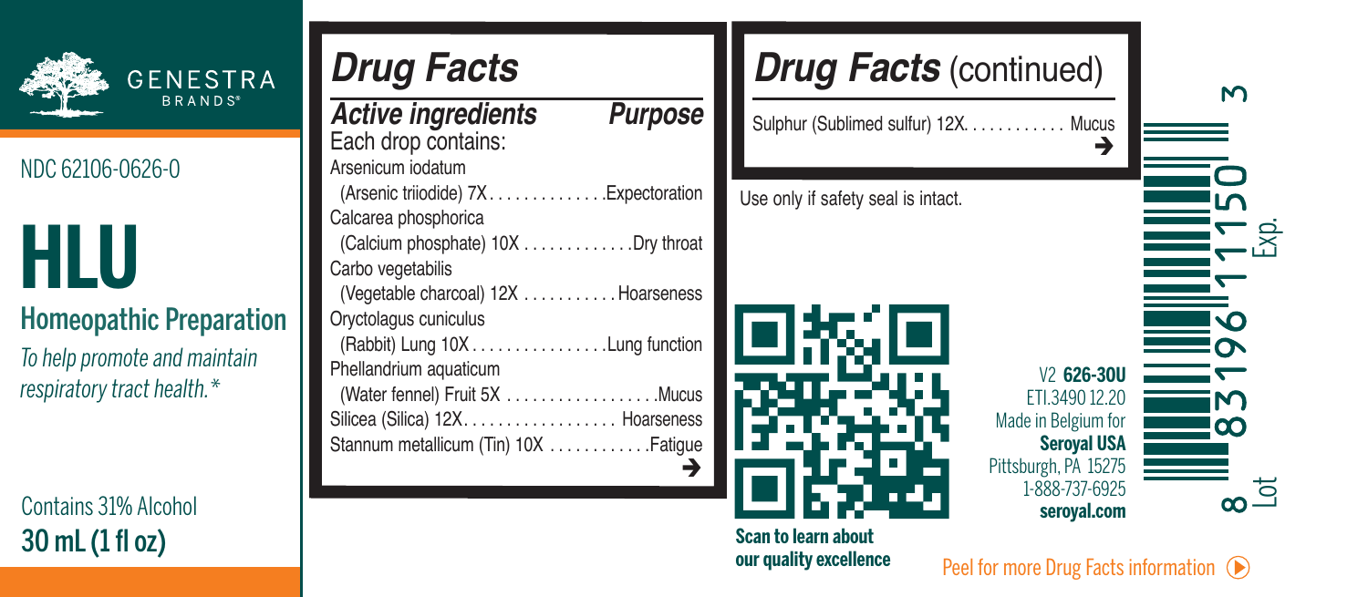GENESTRA BRANDS®

NDC 62106-0626-0

# HLU

## Homeopathic Preparation

*To help promote and maintain respiratory tract health.**

Contains 31% Alcohol

**30 mL (1 fl oz)**

## *Drug Facts*

| *Active ingredients* | *Purpose* |
|---|---|
| Each drop contains: | |
| Arsenicum iodatum (Arsenic triiodide) 7X | Expectoration |
| Calcarea phosphorica (Calcium phosphate) 10X | Dry throat |
| Carbo vegetabilis (Vegetable charcoal) 12X | Hoarseness |
| Oryctolagus cuniculus (Rabbit) Lung 10X | Lung function |
| Phellandrium aquaticum (Water fennel) Fruit 5X | Mucus |
| Silicea (Silica) 12X | Hoarseness |
| Stannum metallicum (Tin) 10X | Fatigue |

➔

## *Drug Facts* (continued)

| | |
|---|---|
| Sulphur (Sublimed sulfur) 12X | Mucus |

➔

Use only if safety seal is intact.

**Scan to learn about our quality excellence**

V2 **626-30U**
ETI.3490 12.20
Made in Belgium for
**Seroyal USA**
Pittsburgh, PA 15275
1-888-737-6925
**seroyal.com**

8 83196 11150 3

Exp.

Lot

Peel for more Drug Facts information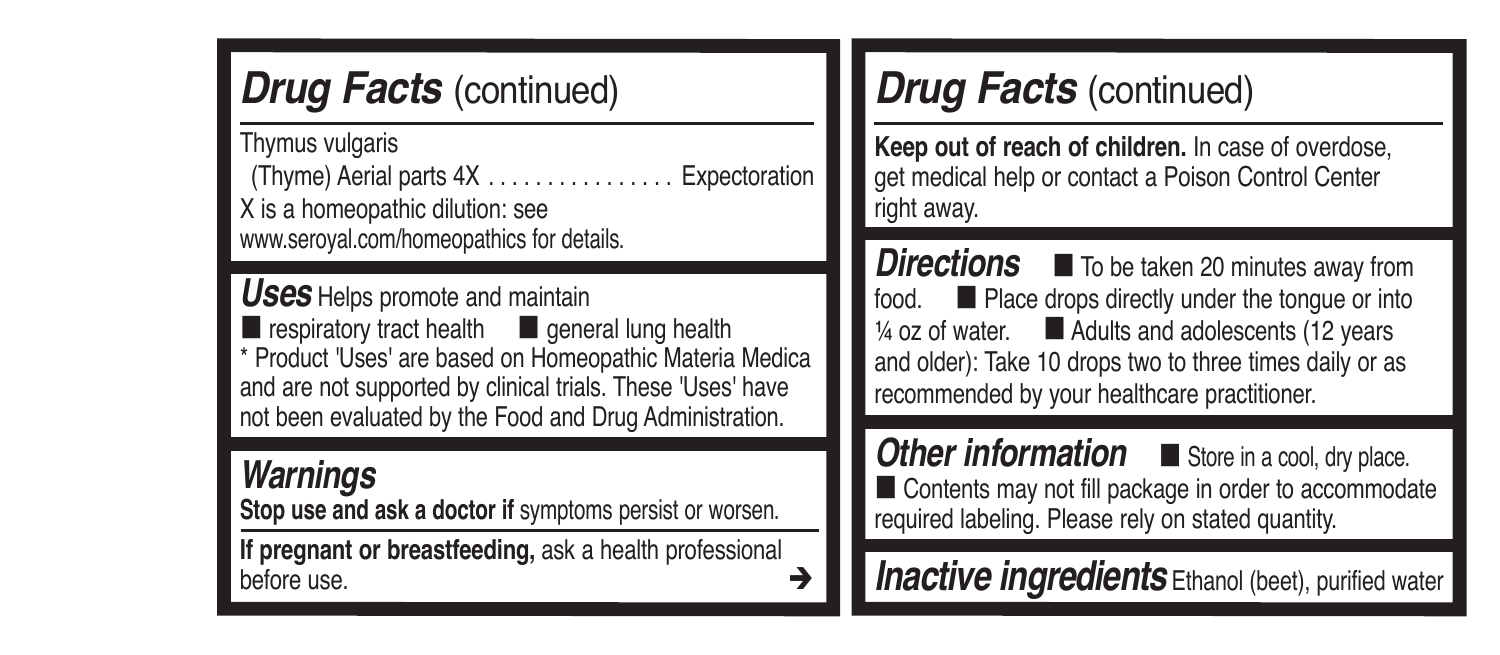## ***Drug Facts*** (continued)

Thymus vulgaris
(Thyme) Aerial parts 4X . . . . . . . . . . . . . . . . Expectoration
X is a homeopathic dilution: see www.seroyal.com/homeopathics for details.

***Uses*** Helps promote and maintain

- respiratory tract health
- general lung health

* Product 'Uses' are based on Homeopathic Materia Medica and are not supported by clinical trials. These 'Uses' have not been evaluated by the Food and Drug Administration.

### *Warnings*

**Stop use and ask a doctor if** symptoms persist or worsen.

**If pregnant or breastfeeding,** ask a health professional before use.

## ***Drug Facts*** (continued)

**Keep out of reach of children.** In case of overdose, get medical help or contact a Poison Control Center right away.

***Directions***

- To be taken 20 minutes away from food.
- Place drops directly under the tongue or into ¼ oz of water.
- Adults and adolescents (12 years and older): Take 10 drops two to three times daily or as recommended by your healthcare practitioner.

***Other information***

- Store in a cool, dry place.
- Contents may not fill package in order to accommodate required labeling. Please rely on stated quantity.

***Inactive ingredients*** Ethanol (beet), purified water